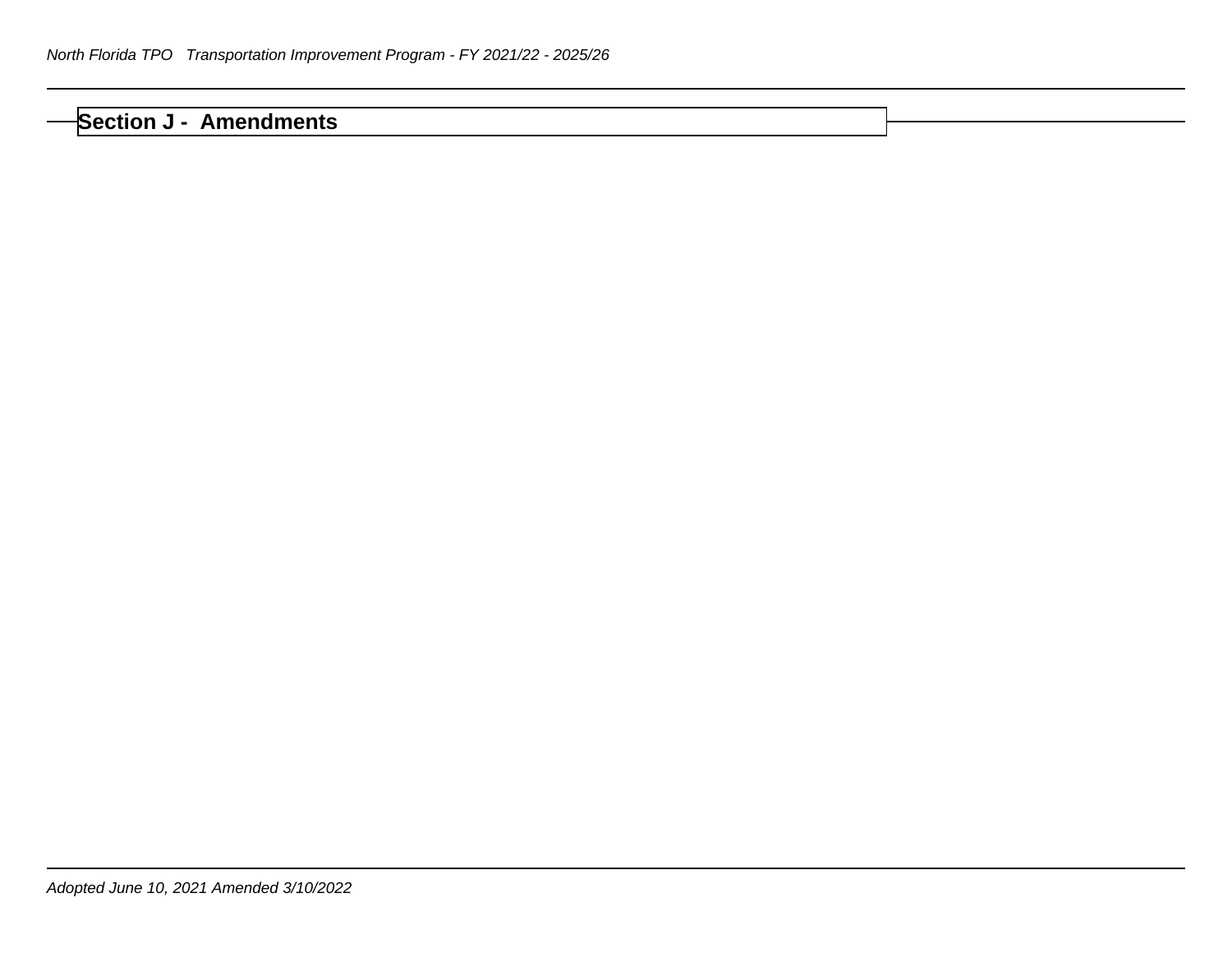# Section J - Amendments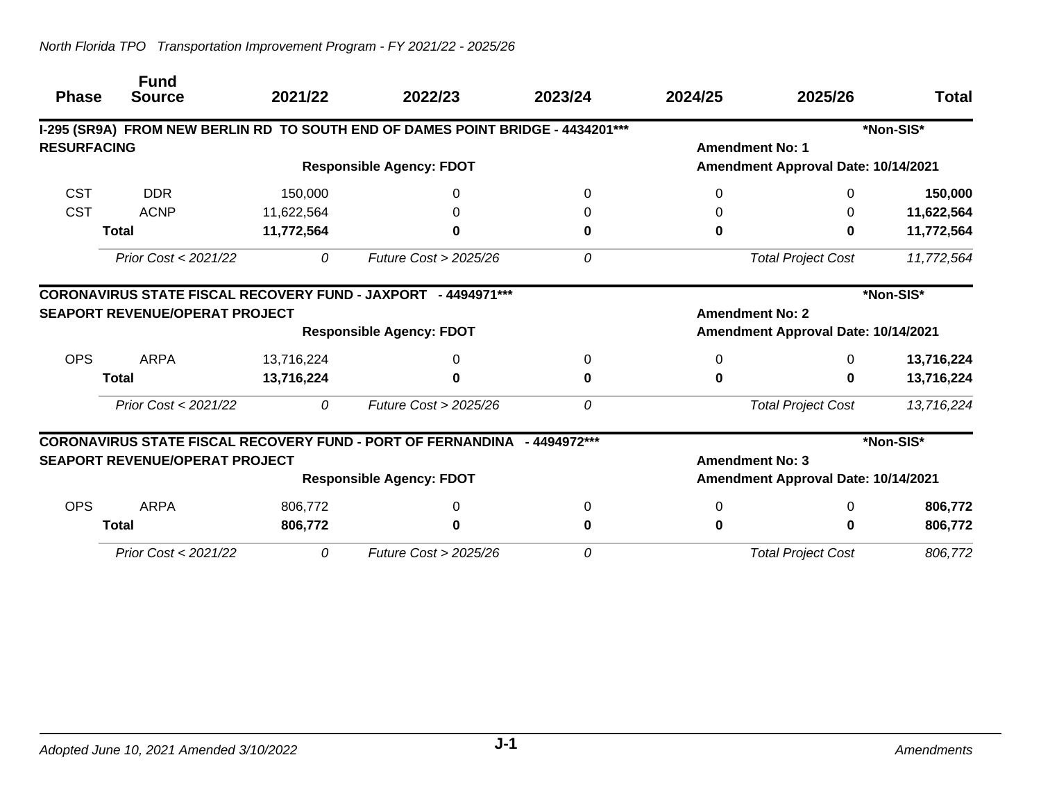| Phase | Fund Source | 2021/22 | 2022/23 | 2023/24 | 2024/25 | 2025/26 | Total |
|---|---|---|---|---|---|---|---|
| **I-295 (SR9A) FROM NEW BERLIN RD TO SOUTH END OF DAMES POINT BRIDGE - 4434201*** ** | | | | | | | ***Non-SIS*** |
| **RESURFACING** | | | | | **Amendment No: 1** | | |
| | | | **Responsible Agency: FDOT** | | **Amendment Approval Date: 10/14/2021** | | |
| CST | DDR | 150,000 | 0 | 0 | 0 | 0 | **150,000** |
| CST | ACNP | 11,622,564 | 0 | 0 | 0 | 0 | **11,622,564** |
| | **Total** | **11,772,564** | **0** | **0** | **0** | **0** | **11,772,564** |
| | *Prior Cost < 2021/22* | *0* | *Future Cost > 2025/26* | *0* | | *Total Project Cost* | *11,772,564* |
| **CORONAVIRUS STATE FISCAL RECOVERY FUND - JAXPORT - 4494971*** ** | | | | | | | ***Non-SIS*** |
| **SEAPORT REVENUE/OPERAT PROJECT** | | | | | **Amendment No: 2** | | |
| | | | **Responsible Agency: FDOT** | | **Amendment Approval Date: 10/14/2021** | | |
| OPS | ARPA | 13,716,224 | 0 | 0 | 0 | 0 | **13,716,224** |
| | **Total** | **13,716,224** | **0** | **0** | **0** | **0** | **13,716,224** |
| | *Prior Cost < 2021/22* | *0* | *Future Cost > 2025/26* | *0* | | *Total Project Cost* | *13,716,224* |
| **CORONAVIRUS STATE FISCAL RECOVERY FUND - PORT OF FERNANDINA - 4494972*** ** | | | | | | | ***Non-SIS*** |
| **SEAPORT REVENUE/OPERAT PROJECT** | | | | | **Amendment No: 3** | | |
| | | | **Responsible Agency: FDOT** | | **Amendment Approval Date: 10/14/2021** | | |
| OPS | ARPA | 806,772 | 0 | 0 | 0 | 0 | **806,772** |
| | **Total** | **806,772** | **0** | **0** | **0** | **0** | **806,772** |
| | *Prior Cost < 2021/22* | *0* | *Future Cost > 2025/26* | *0* | | *Total Project Cost* | *806,772* |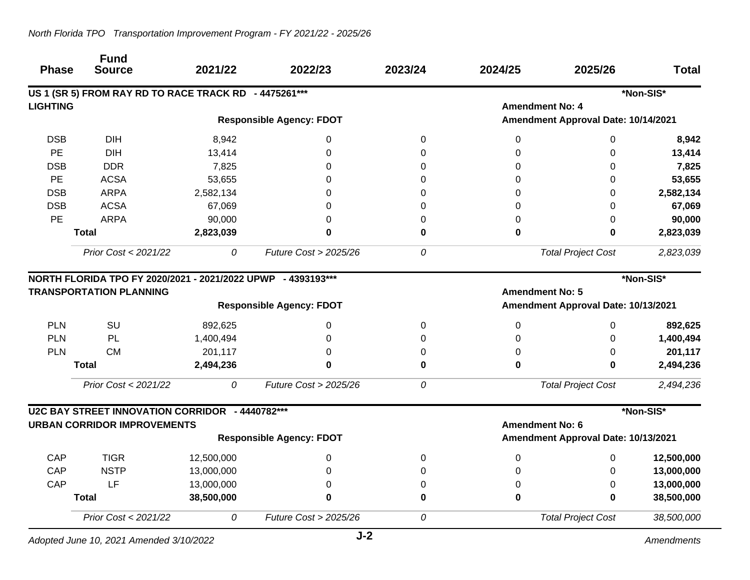| Phase | Fund Source | 2021/22 | 2022/23 | 2023/24 | 2024/25 | 2025/26 | Total |
|---|---|---|---|---|---|---|---|

**US 1 (SR 5) FROM RAY RD TO RACE TRACK RD - 4475261*** ** *Non-SIS*

**LIGHTING** — **Amendment No: 4**

**Responsible Agency: FDOT** — **Amendment Approval Date: 10/14/2021**

| Phase | Fund Source | 2021/22 | 2022/23 | 2023/24 | 2024/25 | 2025/26 | Total |
|---|---|---|---|---|---|---|---|
| DSB | DIH | 8,942 | 0 | 0 | 0 | 0 | **8,942** |
| PE | DIH | 13,414 | 0 | 0 | 0 | 0 | **13,414** |
| DSB | DDR | 7,825 | 0 | 0 | 0 | 0 | **7,825** |
| PE | ACSA | 53,655 | 0 | 0 | 0 | 0 | **53,655** |
| DSB | ARPA | 2,582,134 | 0 | 0 | 0 | 0 | **2,582,134** |
| DSB | ACSA | 67,069 | 0 | 0 | 0 | 0 | **67,069** |
| PE | ARPA | 90,000 | 0 | 0 | 0 | 0 | **90,000** |
| | **Total** | **2,823,039** | **0** | **0** | **0** | **0** | **2,823,039** |
| | *Prior Cost < 2021/22* | *0* | *Future Cost > 2025/26* | *0* | | *Total Project Cost* | *2,823,039* |

**NORTH FLORIDA TPO FY 2020/2021 - 2021/2022 UPWP - 4393193*** ** *Non-SIS*

**TRANSPORTATION PLANNING** — **Amendment No: 5**

**Responsible Agency: FDOT** — **Amendment Approval Date: 10/13/2021**

| Phase | Fund Source | 2021/22 | 2022/23 | 2023/24 | 2024/25 | 2025/26 | Total |
|---|---|---|---|---|---|---|---|
| PLN | SU | 892,625 | 0 | 0 | 0 | 0 | **892,625** |
| PLN | PL | 1,400,494 | 0 | 0 | 0 | 0 | **1,400,494** |
| PLN | CM | 201,117 | 0 | 0 | 0 | 0 | **201,117** |
| | **Total** | **2,494,236** | **0** | **0** | **0** | **0** | **2,494,236** |
| | *Prior Cost < 2021/22* | *0* | *Future Cost > 2025/26* | *0* | | *Total Project Cost* | *2,494,236* |

**U2C BAY STREET INNOVATION CORRIDOR - 4440782*** ** *Non-SIS*

**URBAN CORRIDOR IMPROVEMENTS** — **Amendment No: 6**

**Responsible Agency: FDOT** — **Amendment Approval Date: 10/13/2021**

| Phase | Fund Source | 2021/22 | 2022/23 | 2023/24 | 2024/25 | 2025/26 | Total |
|---|---|---|---|---|---|---|---|
| CAP | TIGR | 12,500,000 | 0 | 0 | 0 | 0 | **12,500,000** |
| CAP | NSTP | 13,000,000 | 0 | 0 | 0 | 0 | **13,000,000** |
| CAP | LF | 13,000,000 | 0 | 0 | 0 | 0 | **13,000,000** |
| | **Total** | **38,500,000** | **0** | **0** | **0** | **0** | **38,500,000** |
| | *Prior Cost < 2021/22* | *0* | *Future Cost > 2025/26* | *0* | | *Total Project Cost* | *38,500,000* |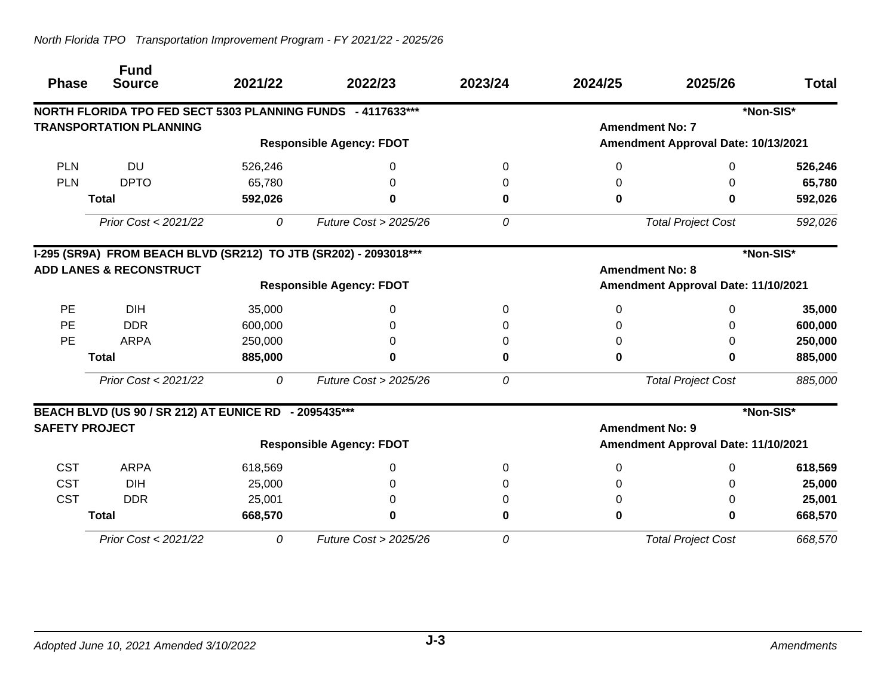| Phase | Fund Source | 2021/22 | 2022/23 | 2023/24 | 2024/25 | 2025/26 | Total |
|---|---|---|---|---|---|---|---|
| **NORTH FLORIDA TPO FED SECT 5303 PLANNING FUNDS - 4117633*****| | | | | | | ***Non-SIS*** |
| **TRANSPORTATION PLANNING** | | | | | **Amendment No: 7** | | |
| | | | **Responsible Agency: FDOT** | | **Amendment Approval Date: 10/13/2021** | | |
| PLN | DU | 526,246 | 0 | 0 | 0 | 0 | **526,246** |
| PLN | DPTO | 65,780 | 0 | 0 | 0 | 0 | **65,780** |
| | **Total** | **592,026** | **0** | **0** | **0** | **0** | **592,026** |
| | *Prior Cost < 2021/22* | *0* | *Future Cost > 2025/26* | *0* | | *Total Project Cost* | *592,026* |
| **I-295 (SR9A) FROM BEACH BLVD (SR212) TO JTB (SR202) - 2093018*****| | | | | | | ***Non-SIS*** |
| **ADD LANES & RECONSTRUCT** | | | | | **Amendment No: 8** | | |
| | | | **Responsible Agency: FDOT** | | **Amendment Approval Date: 11/10/2021** | | |
| PE | DIH | 35,000 | 0 | 0 | 0 | 0 | **35,000** |
| PE | DDR | 600,000 | 0 | 0 | 0 | 0 | **600,000** |
| PE | ARPA | 250,000 | 0 | 0 | 0 | 0 | **250,000** |
| | **Total** | **885,000** | **0** | **0** | **0** | **0** | **885,000** |
| | *Prior Cost < 2021/22* | *0* | *Future Cost > 2025/26* | *0* | | *Total Project Cost* | *885,000* |
| **BEACH BLVD (US 90 / SR 212) AT EUNICE RD - 2095435*****| | | | | | | ***Non-SIS*** |
| **SAFETY PROJECT** | | | | | **Amendment No: 9** | | |
| | | | **Responsible Agency: FDOT** | | **Amendment Approval Date: 11/10/2021** | | |
| CST | ARPA | 618,569 | 0 | 0 | 0 | 0 | **618,569** |
| CST | DIH | 25,000 | 0 | 0 | 0 | 0 | **25,000** |
| CST | DDR | 25,001 | 0 | 0 | 0 | 0 | **25,001** |
| | **Total** | **668,570** | **0** | **0** | **0** | **0** | **668,570** |
| | *Prior Cost < 2021/22* | *0* | *Future Cost > 2025/26* | *0* | | *Total Project Cost* | *668,570* |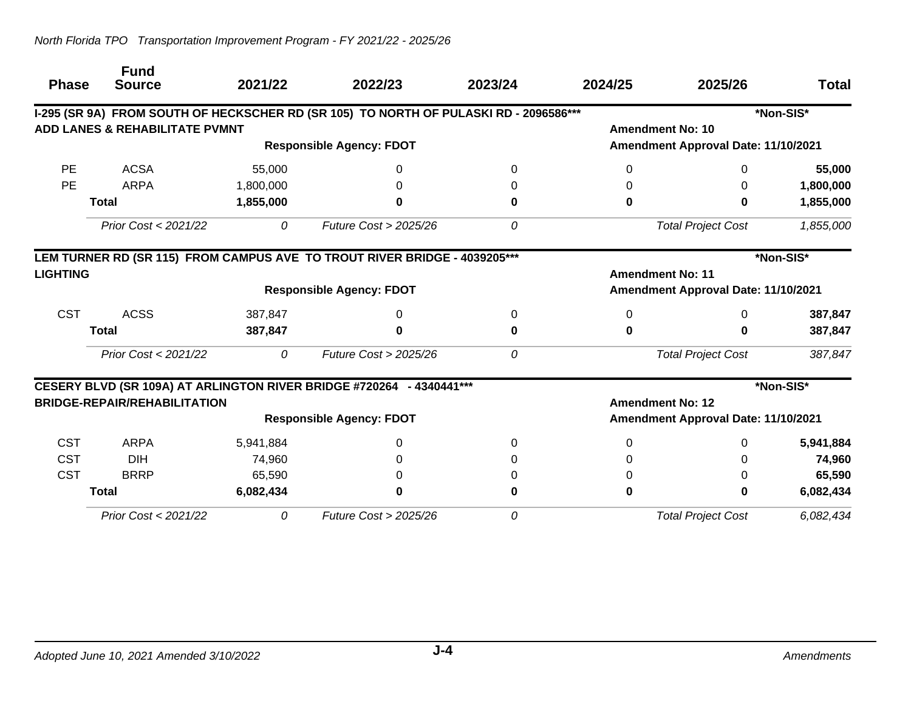| Phase | Fund Source | 2021/22 | 2022/23 | 2023/24 | 2024/25 | 2025/26 | Total |
|---|---|---|---|---|---|---|---|

**I-295 (SR 9A) FROM SOUTH OF HECKSCHER RD (SR 105) TO NORTH OF PULASKI RD - 2096586*** ** *Non-SIS*

**ADD LANES & REHABILITATE PVMNT**

**Amendment No: 10**

**Responsible Agency: FDOT**

**Amendment Approval Date: 11/10/2021**

| Phase | Fund Source | 2021/22 | 2022/23 | 2023/24 | 2024/25 | 2025/26 | Total |
|---|---|---|---|---|---|---|---|
| PE | ACSA | 55,000 | 0 | 0 | 0 | 0 | **55,000** |
| PE | ARPA | 1,800,000 | 0 | 0 | 0 | 0 | **1,800,000** |
| | **Total** | **1,855,000** | **0** | **0** | **0** | **0** | **1,855,000** |

*Prior Cost < 2021/22* *0* *Future Cost > 2025/26* *0* *Total Project Cost* *1,855,000*

**LEM TURNER RD (SR 115) FROM CAMPUS AVE TO TROUT RIVER BRIDGE - 4039205*** ** *Non-SIS*

**LIGHTING**

**Amendment No: 11**

**Responsible Agency: FDOT**

**Amendment Approval Date: 11/10/2021**

| Phase | Fund Source | 2021/22 | 2022/23 | 2023/24 | 2024/25 | 2025/26 | Total |
|---|---|---|---|---|---|---|---|
| CST | ACSS | 387,847 | 0 | 0 | 0 | 0 | **387,847** |
| | **Total** | **387,847** | **0** | **0** | **0** | **0** | **387,847** |

*Prior Cost < 2021/22* *0* *Future Cost > 2025/26* *0* *Total Project Cost* *387,847*

**CESERY BLVD (SR 109A) AT ARLINGTON RIVER BRIDGE #720264 - 4340441*** ** *Non-SIS*

**BRIDGE-REPAIR/REHABILITATION**

**Amendment No: 12**

**Responsible Agency: FDOT**

**Amendment Approval Date: 11/10/2021**

| Phase | Fund Source | 2021/22 | 2022/23 | 2023/24 | 2024/25 | 2025/26 | Total |
|---|---|---|---|---|---|---|---|
| CST | ARPA | 5,941,884 | 0 | 0 | 0 | 0 | **5,941,884** |
| CST | DIH | 74,960 | 0 | 0 | 0 | 0 | **74,960** |
| CST | BRRP | 65,590 | 0 | 0 | 0 | 0 | **65,590** |
| | **Total** | **6,082,434** | **0** | **0** | **0** | **0** | **6,082,434** |

*Prior Cost < 2021/22* *0* *Future Cost > 2025/26* *0* *Total Project Cost* *6,082,434*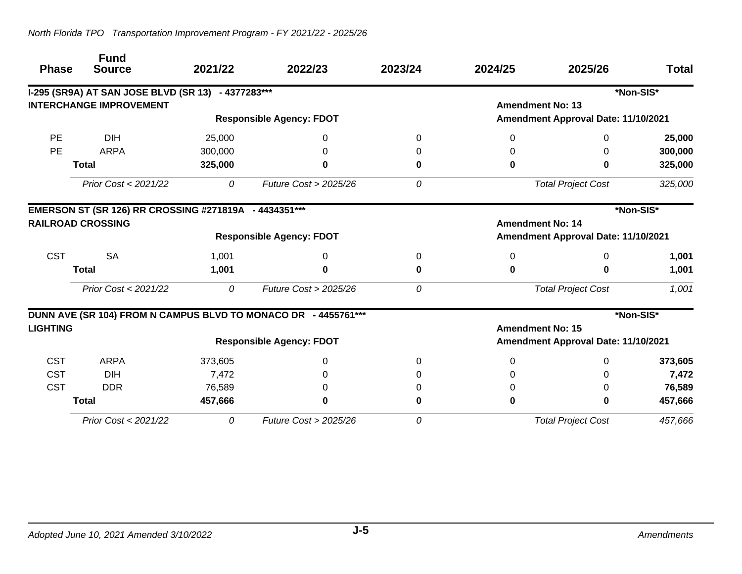| Phase | Fund Source | 2021/22 | 2022/23 | 2023/24 | 2024/25 | 2025/26 | Total |
|---|---|---|---|---|---|---|---|

**I-295 (SR9A) AT SAN JOSE BLVD (SR 13) - 4377283*** ** *Non-SIS*

**INTERCHANGE IMPROVEMENT**

**Responsible Agency: FDOT**

**Amendment No: 13**

**Amendment Approval Date: 11/10/2021**

| Phase | Fund Source | 2021/22 | 2022/23 | 2023/24 | 2024/25 | 2025/26 | Total |
|---|---|---|---|---|---|---|---|
| PE | DIH | 25,000 | 0 | 0 | 0 | 0 | **25,000** |
| PE | ARPA | 300,000 | 0 | 0 | 0 | 0 | **300,000** |
| | **Total** | **325,000** | **0** | **0** | **0** | **0** | **325,000** |
| | *Prior Cost < 2021/22* | *0* | *Future Cost > 2025/26* | *0* | | *Total Project Cost* | *325,000* |

**EMERSON ST (SR 126) RR CROSSING #271819A - 4434351*** ** *Non-SIS*

**RAILROAD CROSSING**

**Responsible Agency: FDOT**

**Amendment No: 14**

**Amendment Approval Date: 11/10/2021**

| Phase | Fund Source | 2021/22 | 2022/23 | 2023/24 | 2024/25 | 2025/26 | Total |
|---|---|---|---|---|---|---|---|
| CST | SA | 1,001 | 0 | 0 | 0 | 0 | **1,001** |
| | **Total** | **1,001** | **0** | **0** | **0** | **0** | **1,001** |
| | *Prior Cost < 2021/22* | *0* | *Future Cost > 2025/26* | *0* | | *Total Project Cost* | *1,001* |

**DUNN AVE (SR 104) FROM N CAMPUS BLVD TO MONACO DR - 4455761*** ** *Non-SIS*

**LIGHTING**

**Responsible Agency: FDOT**

**Amendment No: 15**

**Amendment Approval Date: 11/10/2021**

| Phase | Fund Source | 2021/22 | 2022/23 | 2023/24 | 2024/25 | 2025/26 | Total |
|---|---|---|---|---|---|---|---|
| CST | ARPA | 373,605 | 0 | 0 | 0 | 0 | **373,605** |
| CST | DIH | 7,472 | 0 | 0 | 0 | 0 | **7,472** |
| CST | DDR | 76,589 | 0 | 0 | 0 | 0 | **76,589** |
| | **Total** | **457,666** | **0** | **0** | **0** | **0** | **457,666** |
| | *Prior Cost < 2021/22* | *0* | *Future Cost > 2025/26* | *0* | | *Total Project Cost* | *457,666* |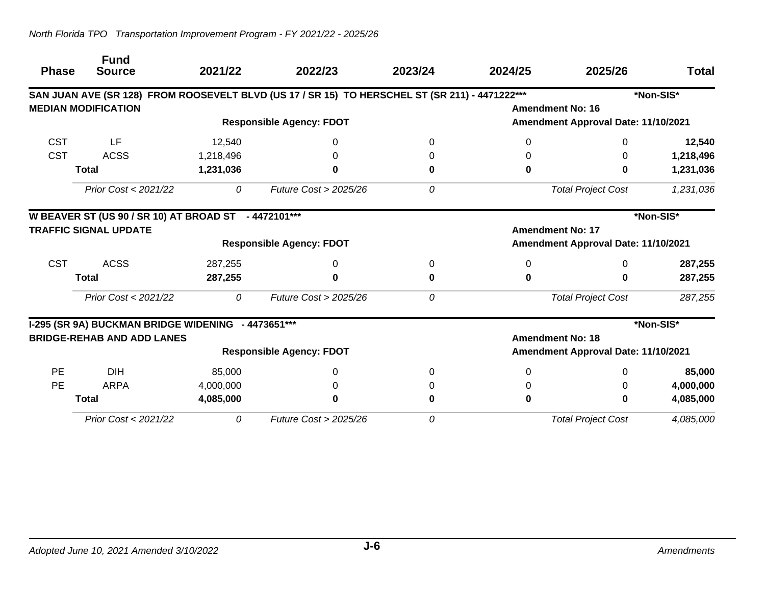| Phase | Fund Source | 2021/22 | 2022/23 | 2023/24 | 2024/25 | 2025/26 | Total |
|---|---|---|---|---|---|---|---|
| **SAN JUAN AVE (SR 128) FROM ROOSEVELT BLVD (US 17 / SR 15) TO HERSCHEL ST (SR 211) - 4471222\*\*\*** | | | | | | | **\*Non-SIS\*** |
| **MEDIAN MODIFICATION** | | | | | **Amendment No: 16** | | |
| | | | **Responsible Agency: FDOT** | | **Amendment Approval Date: 11/10/2021** | | |
| CST | LF | 12,540 | 0 | 0 | 0 | 0 | **12,540** |
| CST | ACSS | 1,218,496 | 0 | 0 | 0 | 0 | **1,218,496** |
| | **Total** | **1,231,036** | **0** | **0** | **0** | **0** | **1,231,036** |
| | *Prior Cost < 2021/22* | *0* | *Future Cost > 2025/26* | *0* | | *Total Project Cost* | *1,231,036* |
| **W BEAVER ST (US 90 / SR 10) AT BROAD ST - 4472101\*\*\*** | | | | | | | **\*Non-SIS\*** |
| **TRAFFIC SIGNAL UPDATE** | | | | | **Amendment No: 17** | | |
| | | | **Responsible Agency: FDOT** | | **Amendment Approval Date: 11/10/2021** | | |
| CST | ACSS | 287,255 | 0 | 0 | 0 | 0 | **287,255** |
| | **Total** | **287,255** | **0** | **0** | **0** | **0** | **287,255** |
| | *Prior Cost < 2021/22* | *0* | *Future Cost > 2025/26* | *0* | | *Total Project Cost* | *287,255* |
| **I-295 (SR 9A) BUCKMAN BRIDGE WIDENING - 4473651\*\*\*** | | | | | | | **\*Non-SIS\*** |
| **BRIDGE-REHAB AND ADD LANES** | | | | | **Amendment No: 18** | | |
| | | | **Responsible Agency: FDOT** | | **Amendment Approval Date: 11/10/2021** | | |
| PE | DIH | 85,000 | 0 | 0 | 0 | 0 | **85,000** |
| PE | ARPA | 4,000,000 | 0 | 0 | 0 | 0 | **4,000,000** |
| | **Total** | **4,085,000** | **0** | **0** | **0** | **0** | **4,085,000** |
| | *Prior Cost < 2021/22* | *0* | *Future Cost > 2025/26* | *0* | | *Total Project Cost* | *4,085,000* |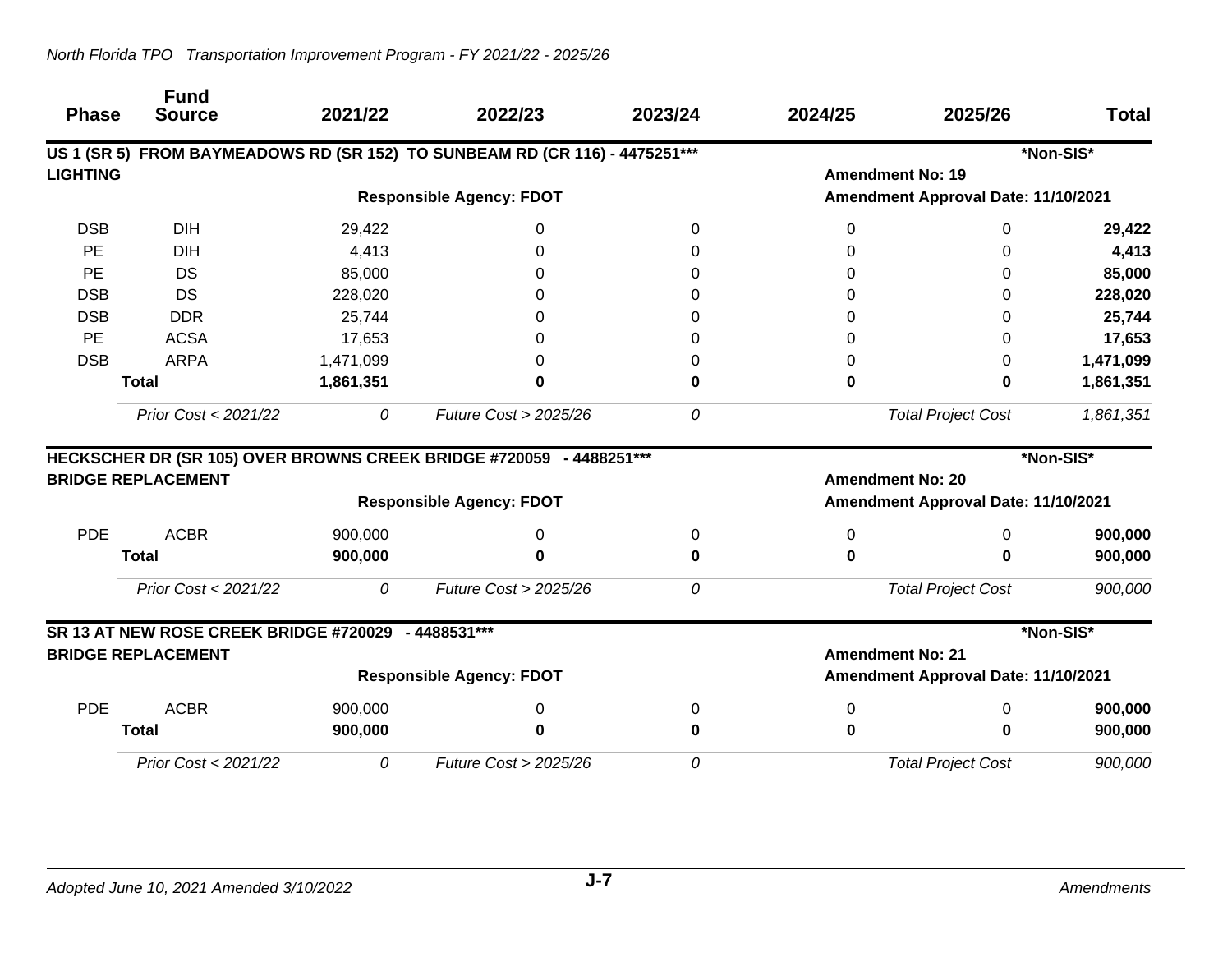| Phase | Fund Source | 2021/22 | 2022/23 | 2023/24 | 2024/25 | 2025/26 | Total |
|---|---|---|---|---|---|---|---|
| **US 1 (SR 5) FROM BAYMEADOWS RD (SR 152) TO SUNBEAM RD (CR 116) - 4475251*** ** | | | | | | | ***Non-SIS*** |
| **LIGHTING** | | | | | **Amendment No: 19** | | |
| | | | **Responsible Agency: FDOT** | | **Amendment Approval Date: 11/10/2021** | | |
| DSB | DIH | 29,422 | 0 | 0 | 0 | 0 | **29,422** |
| PE | DIH | 4,413 | 0 | 0 | 0 | 0 | **4,413** |
| PE | DS | 85,000 | 0 | 0 | 0 | 0 | **85,000** |
| DSB | DS | 228,020 | 0 | 0 | 0 | 0 | **228,020** |
| DSB | DDR | 25,744 | 0 | 0 | 0 | 0 | **25,744** |
| PE | ACSA | 17,653 | 0 | 0 | 0 | 0 | **17,653** |
| DSB | ARPA | 1,471,099 | 0 | 0 | 0 | 0 | **1,471,099** |
| | **Total** | **1,861,351** | **0** | **0** | **0** | **0** | **1,861,351** |
| | *Prior Cost < 2021/22* | *0* | *Future Cost > 2025/26* | *0* | | *Total Project Cost* | *1,861,351* |
| **HECKSCHER DR (SR 105) OVER BROWNS CREEK BRIDGE #720059 - 4488251*** ** | | | | | | | ***Non-SIS*** |
| **BRIDGE REPLACEMENT** | | | | | **Amendment No: 20** | | |
| | | | **Responsible Agency: FDOT** | | **Amendment Approval Date: 11/10/2021** | | |
| PDE | ACBR | 900,000 | 0 | 0 | 0 | 0 | **900,000** |
| | **Total** | **900,000** | **0** | **0** | **0** | **0** | **900,000** |
| | *Prior Cost < 2021/22* | *0* | *Future Cost > 2025/26* | *0* | | *Total Project Cost* | *900,000* |
| **SR 13 AT NEW ROSE CREEK BRIDGE #720029 - 4488531*** ** | | | | | | | ***Non-SIS*** |
| **BRIDGE REPLACEMENT** | | | | | **Amendment No: 21** | | |
| | | | **Responsible Agency: FDOT** | | **Amendment Approval Date: 11/10/2021** | | |
| PDE | ACBR | 900,000 | 0 | 0 | 0 | 0 | **900,000** |
| | **Total** | **900,000** | **0** | **0** | **0** | **0** | **900,000** |
| | *Prior Cost < 2021/22* | *0* | *Future Cost > 2025/26* | *0* | | *Total Project Cost* | *900,000* |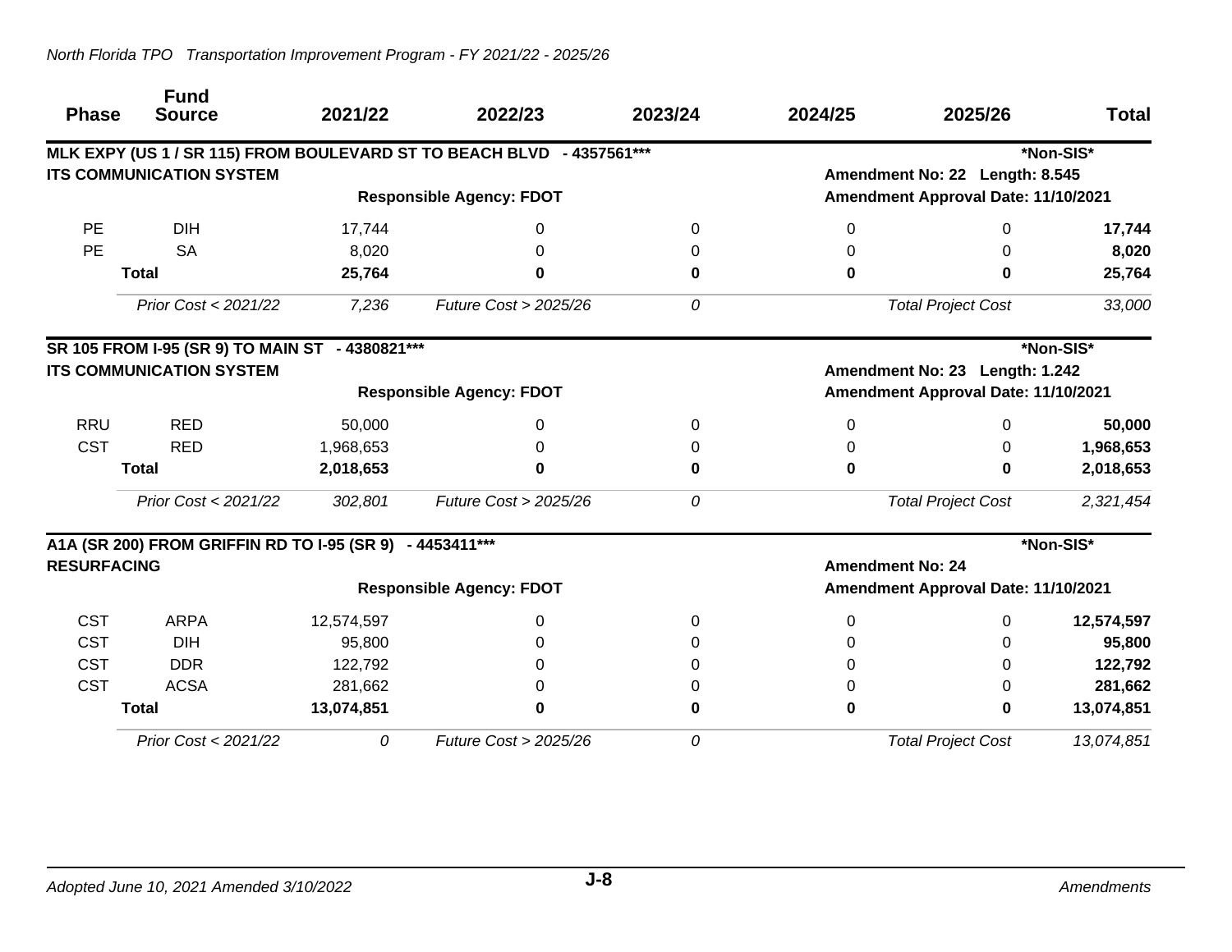| Phase | Fund Source | 2021/22 | 2022/23 | 2023/24 | 2024/25 | 2025/26 | Total |
|---|---|---|---|---|---|---|---|
| **MLK EXPY (US 1 / SR 115) FROM BOULEVARD ST TO BEACH BLVD - 4357561***** | | | | | | | ***Non-SIS*** |
| **ITS COMMUNICATION SYSTEM** | | | | | **Amendment No: 22 Length: 8.545** | | |
| | | | **Responsible Agency: FDOT** | | **Amendment Approval Date: 11/10/2021** | | |
| PE | DIH | 17,744 | 0 | 0 | 0 | 0 | **17,744** |
| PE | SA | 8,020 | 0 | 0 | 0 | 0 | **8,020** |
| | **Total** | **25,764** | **0** | **0** | **0** | **0** | **25,764** |
| | *Prior Cost < 2021/22* | *7,236* | *Future Cost > 2025/26* | *0* | | *Total Project Cost* | *33,000* |
| **SR 105 FROM I-95 (SR 9) TO MAIN ST - 4380821***** | | | | | | | ***Non-SIS*** |
| **ITS COMMUNICATION SYSTEM** | | | | | **Amendment No: 23 Length: 1.242** | | |
| | | | **Responsible Agency: FDOT** | | **Amendment Approval Date: 11/10/2021** | | |
| RRU | RED | 50,000 | 0 | 0 | 0 | 0 | **50,000** |
| CST | RED | 1,968,653 | 0 | 0 | 0 | 0 | **1,968,653** |
| | **Total** | **2,018,653** | **0** | **0** | **0** | **0** | **2,018,653** |
| | *Prior Cost < 2021/22* | *302,801* | *Future Cost > 2025/26* | *0* | | *Total Project Cost* | *2,321,454* |
| **A1A (SR 200) FROM GRIFFIN RD TO I-95 (SR 9) - 4453411***** | | | | | | | ***Non-SIS*** |
| **RESURFACING** | | | | | **Amendment No: 24** | | |
| | | | **Responsible Agency: FDOT** | | **Amendment Approval Date: 11/10/2021** | | |
| CST | ARPA | 12,574,597 | 0 | 0 | 0 | 0 | **12,574,597** |
| CST | DIH | 95,800 | 0 | 0 | 0 | 0 | **95,800** |
| CST | DDR | 122,792 | 0 | 0 | 0 | 0 | **122,792** |
| CST | ACSA | 281,662 | 0 | 0 | 0 | 0 | **281,662** |
| | **Total** | **13,074,851** | **0** | **0** | **0** | **0** | **13,074,851** |
| | *Prior Cost < 2021/22* | *0* | *Future Cost > 2025/26* | *0* | | *Total Project Cost* | *13,074,851* |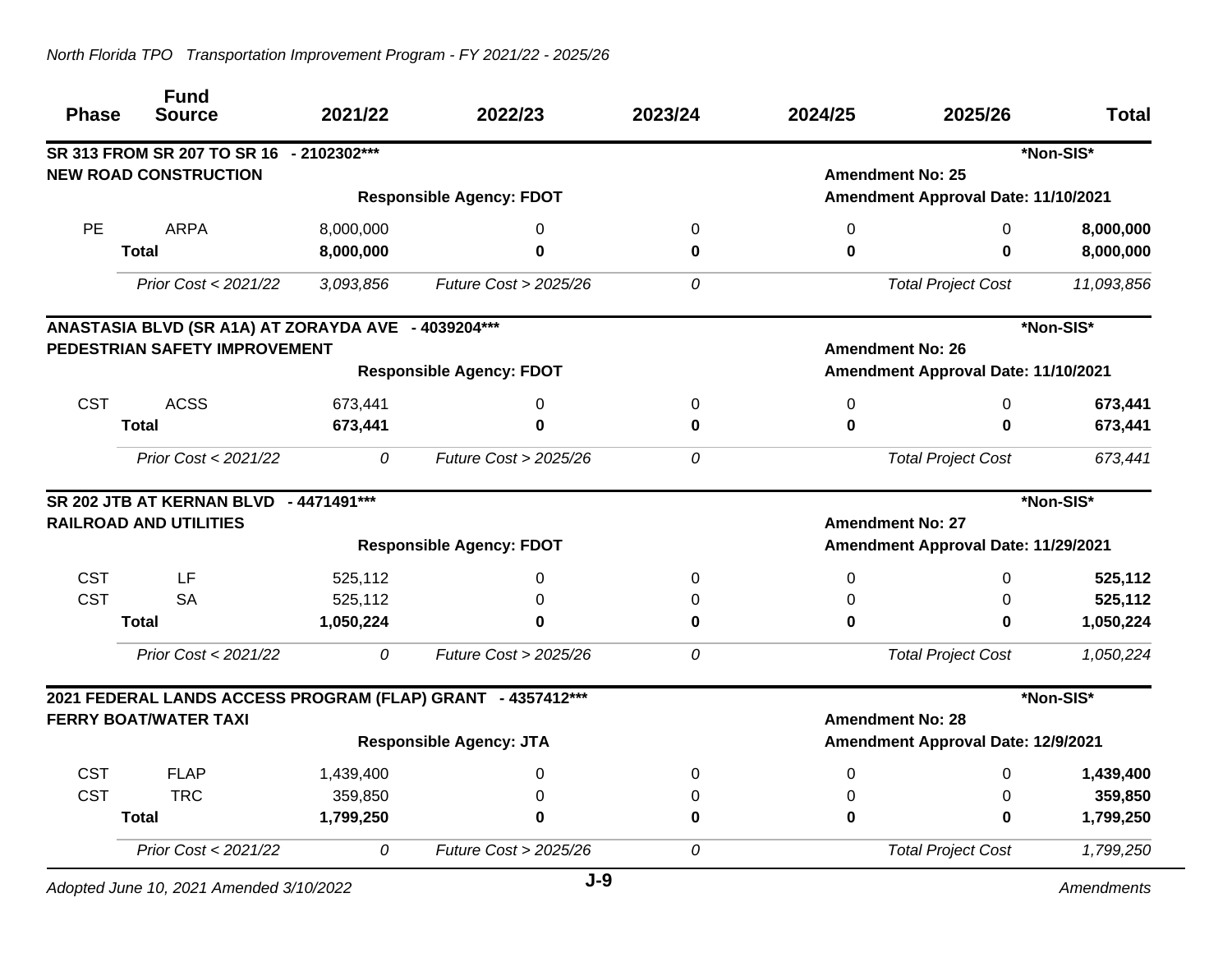| Phase | Fund Source | 2021/22 | 2022/23 | 2023/24 | 2024/25 | 2025/26 | Total |
|---|---|---|---|---|---|---|---|
| **SR 313 FROM SR 207 TO SR 16 - 2102302*** | | | | | | | ***Non-SIS*** |
| **NEW ROAD CONSTRUCTION** | | | | | **Amendment No: 25** | | |
| | | | **Responsible Agency: FDOT** | | **Amendment Approval Date: 11/10/2021** | | |
| PE | ARPA | 8,000,000 | 0 | 0 | 0 | 0 | **8,000,000** |
| | **Total** | **8,000,000** | **0** | **0** | **0** | **0** | **8,000,000** |
| | *Prior Cost < 2021/22* | *3,093,856* | *Future Cost > 2025/26* | *0* | | *Total Project Cost* | *11,093,856* |
| **ANASTASIA BLVD (SR A1A) AT ZORAYDA AVE - 4039204*** | | | | | | | ***Non-SIS*** |
| **PEDESTRIAN SAFETY IMPROVEMENT** | | | | | **Amendment No: 26** | | |
| | | | **Responsible Agency: FDOT** | | **Amendment Approval Date: 11/10/2021** | | |
| CST | ACSS | 673,441 | 0 | 0 | 0 | 0 | **673,441** |
| | **Total** | **673,441** | **0** | **0** | **0** | **0** | **673,441** |
| | *Prior Cost < 2021/22* | *0* | *Future Cost > 2025/26* | *0* | | *Total Project Cost* | *673,441* |
| **SR 202 JTB AT KERNAN BLVD - 4471491*** | | | | | | | ***Non-SIS*** |
| **RAILROAD AND UTILITIES** | | | | | **Amendment No: 27** | | |
| | | | **Responsible Agency: FDOT** | | **Amendment Approval Date: 11/29/2021** | | |
| CST | LF | 525,112 | 0 | 0 | 0 | 0 | **525,112** |
| CST | SA | 525,112 | 0 | 0 | 0 | 0 | **525,112** |
| | **Total** | **1,050,224** | **0** | **0** | **0** | **0** | **1,050,224** |
| | *Prior Cost < 2021/22* | *0* | *Future Cost > 2025/26* | *0* | | *Total Project Cost* | *1,050,224* |
| **2021 FEDERAL LANDS ACCESS PROGRAM (FLAP) GRANT - 4357412*** | | | | | | | ***Non-SIS*** |
| **FERRY BOAT/WATER TAXI** | | | | | **Amendment No: 28** | | |
| | | | **Responsible Agency: JTA** | | **Amendment Approval Date: 12/9/2021** | | |
| CST | FLAP | 1,439,400 | 0 | 0 | 0 | 0 | **1,439,400** |
| CST | TRC | 359,850 | 0 | 0 | 0 | 0 | **359,850** |
| | **Total** | **1,799,250** | **0** | **0** | **0** | **0** | **1,799,250** |
| | *Prior Cost < 2021/22* | *0* | *Future Cost > 2025/26* | *0* | | *Total Project Cost* | *1,799,250* |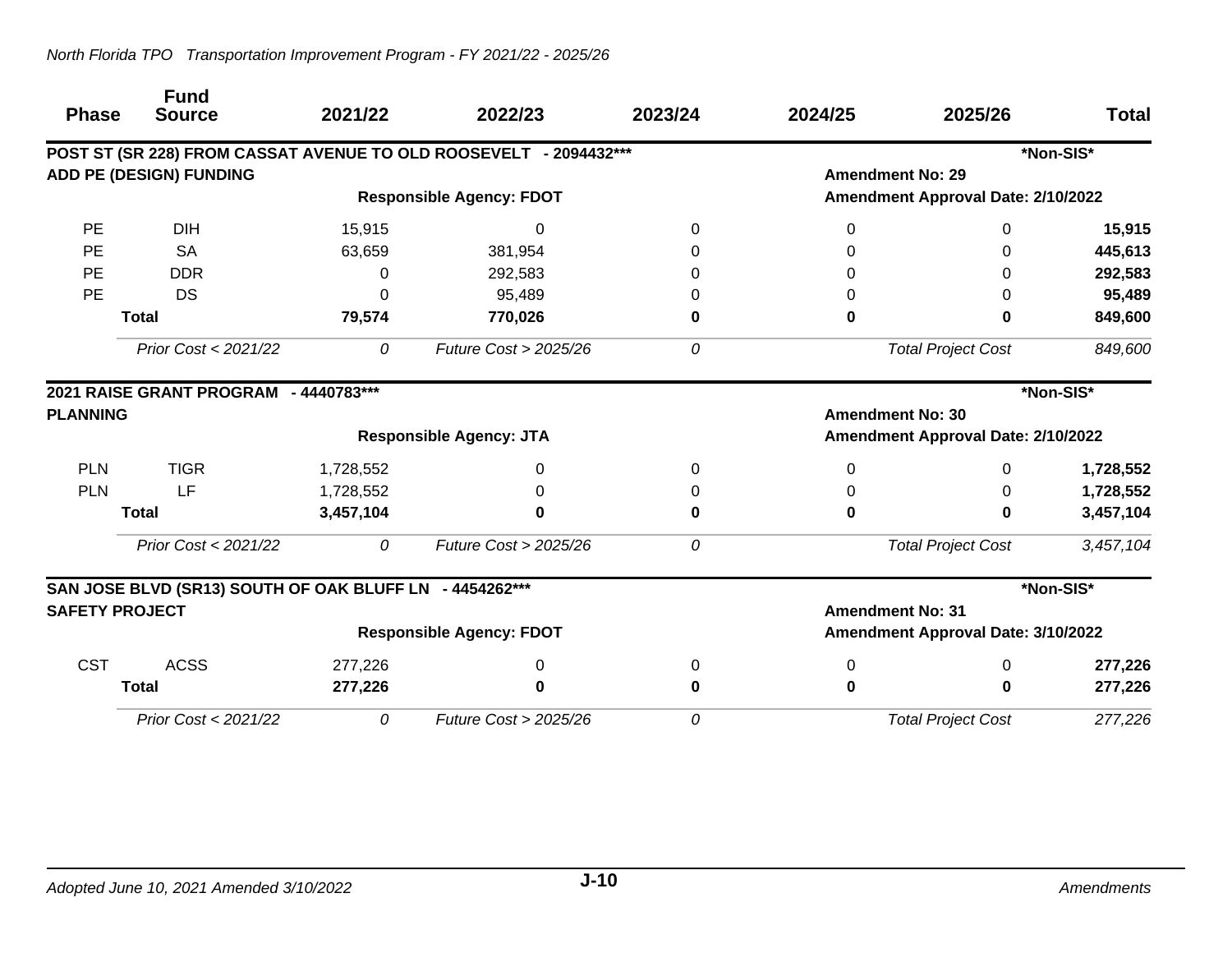| Phase | Fund Source | 2021/22 | 2022/23 | 2023/24 | 2024/25 | 2025/26 | Total |
|---|---|---|---|---|---|---|---|

**POST ST (SR 228) FROM CASSAT AVENUE TO OLD ROOSEVELT - 2094432***** *Non-SIS*

**ADD PE (DESIGN) FUNDING** — **Amendment No: 29**

**Responsible Agency: FDOT** — **Amendment Approval Date: 2/10/2022**

| Phase | Fund Source | 2021/22 | 2022/23 | 2023/24 | 2024/25 | 2025/26 | Total |
|---|---|---|---|---|---|---|---|
| PE | DIH | 15,915 | 0 | 0 | 0 | 0 | **15,915** |
| PE | SA | 63,659 | 381,954 | 0 | 0 | 0 | **445,613** |
| PE | DDR | 0 | 292,583 | 0 | 0 | 0 | **292,583** |
| PE | DS | 0 | 95,489 | 0 | 0 | 0 | **95,489** |
| | **Total** | **79,574** | **770,026** | **0** | **0** | **0** | **849,600** |

*Prior Cost < 2021/22* 0 *Future Cost > 2025/26* 0 *Total Project Cost* 849,600

**2021 RAISE GRANT PROGRAM - 4440783***** *Non-SIS*

**PLANNING** — **Amendment No: 30**

**Responsible Agency: JTA** — **Amendment Approval Date: 2/10/2022**

| Phase | Fund Source | 2021/22 | 2022/23 | 2023/24 | 2024/25 | 2025/26 | Total |
|---|---|---|---|---|---|---|---|
| PLN | TIGR | 1,728,552 | 0 | 0 | 0 | 0 | **1,728,552** |
| PLN | LF | 1,728,552 | 0 | 0 | 0 | 0 | **1,728,552** |
| | **Total** | **3,457,104** | **0** | **0** | **0** | **0** | **3,457,104** |

*Prior Cost < 2021/22* 0 *Future Cost > 2025/26* 0 *Total Project Cost* 3,457,104

**SAN JOSE BLVD (SR13) SOUTH OF OAK BLUFF LN - 4454262***** *Non-SIS*

**SAFETY PROJECT** — **Amendment No: 31**

**Responsible Agency: FDOT** — **Amendment Approval Date: 3/10/2022**

| Phase | Fund Source | 2021/22 | 2022/23 | 2023/24 | 2024/25 | 2025/26 | Total |
|---|---|---|---|---|---|---|---|
| CST | ACSS | 277,226 | 0 | 0 | 0 | 0 | **277,226** |
| | **Total** | **277,226** | **0** | **0** | **0** | **0** | **277,226** |

*Prior Cost < 2021/22* 0 *Future Cost > 2025/26* 0 *Total Project Cost* 277,226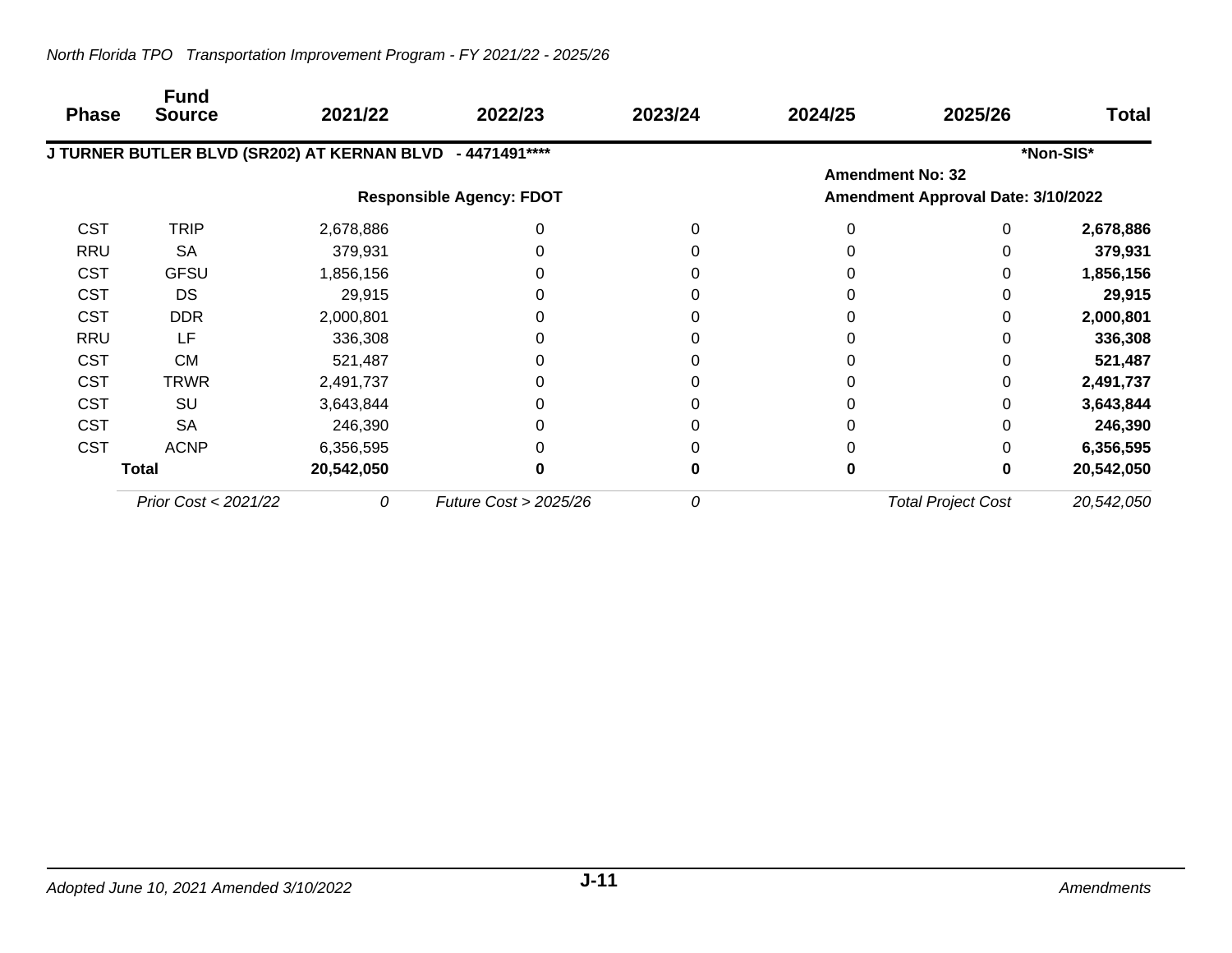| Phase | Fund Source | 2021/22 | 2022/23 | 2023/24 | 2024/25 | 2025/26 | Total |
|---|---|---|---|---|---|---|---|
| **J TURNER BUTLER BLVD (SR202) AT KERNAN BLVD - 4471491****** | | | | | | | ***Non-SIS*** |
| | | | | | **Amendment No: 32** | | |
| | | | **Responsible Agency: FDOT** | | **Amendment Approval Date: 3/10/2022** | | |
| CST | TRIP | 2,678,886 | 0 | 0 | 0 | 0 | **2,678,886** |
| RRU | SA | 379,931 | 0 | 0 | 0 | 0 | **379,931** |
| CST | GFSU | 1,856,156 | 0 | 0 | 0 | 0 | **1,856,156** |
| CST | DS | 29,915 | 0 | 0 | 0 | 0 | **29,915** |
| CST | DDR | 2,000,801 | 0 | 0 | 0 | 0 | **2,000,801** |
| RRU | LF | 336,308 | 0 | 0 | 0 | 0 | **336,308** |
| CST | CM | 521,487 | 0 | 0 | 0 | 0 | **521,487** |
| CST | TRWR | 2,491,737 | 0 | 0 | 0 | 0 | **2,491,737** |
| CST | SU | 3,643,844 | 0 | 0 | 0 | 0 | **3,643,844** |
| CST | SA | 246,390 | 0 | 0 | 0 | 0 | **246,390** |
| CST | ACNP | 6,356,595 | 0 | 0 | 0 | 0 | **6,356,595** |
| **Total** | | **20,542,050** | **0** | **0** | **0** | **0** | **20,542,050** |
| | *Prior Cost < 2021/22* | *0* | *Future Cost > 2025/26* | *0* | | *Total Project Cost* | *20,542,050* |